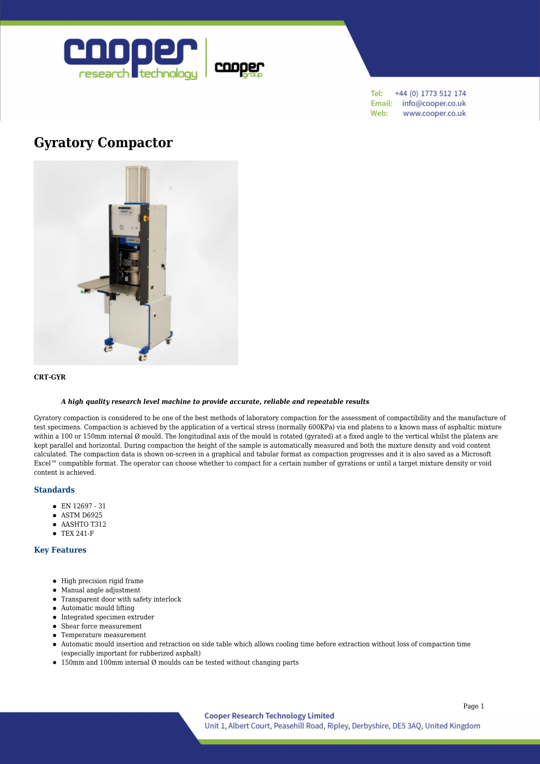# Gyratory Compactor

**CRT-GYR**

***A high quality research level machine to provide accurate, reliable and repeatable results***

Gyratory compaction is considered to be one of the best methods of laboratory compaction for the assessment of compactibility and the manufacture of test specimens. Compaction is achieved by the application of a vertical stress (normally 600KPa) via end platens to a known mass of asphaltic mixture within a 100 or 150mm internal Ø mould. The longitudinal axis of the mould is rotated (gyrated) at a fixed angle to the vertical whilst the platens are kept parallel and horizontal. During compaction the height of the sample is automatically measured and both the mixture density and void content calculated. The compaction data is shown on-screen in a graphical and tabular format as compaction progresses and it is also saved as a Microsoft Excel™ compatible format. The operator can choose whether to compact for a certain number of gyrations or until a target mixture density or void content is achieved.

## Standards

- EN 12697 - 31
- ASTM D6925
- AASHTO T312
- TEX 241-F

## Key Features

- High precision rigid frame
- Manual angle adjustment
- Transparent door with safety interlock
- Automatic mould lifting
- Integrated specimen extruder
- Shear force measurement
- Temperature measurement
- Automatic mould insertion and retraction on side table which allows cooling time before extraction without loss of compaction time (especially important for rubberized asphalt)
- 150mm and 100mm internal Ø moulds can be tested without changing parts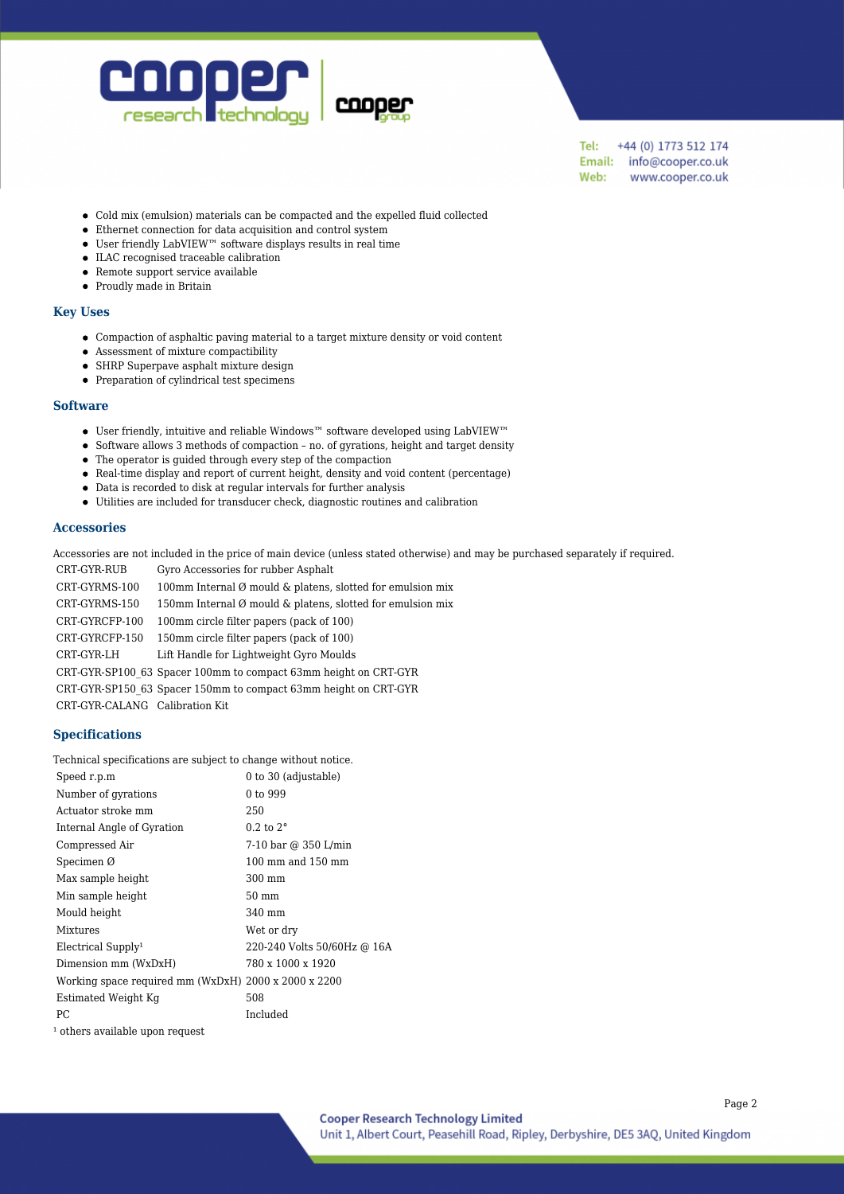- Cold mix (emulsion) materials can be compacted and the expelled fluid collected
- Ethernet connection for data acquisition and control system
- User friendly LabVIEW™ software displays results in real time
- ILAC recognised traceable calibration
- Remote support service available
- Proudly made in Britain

## Key Uses

- Compaction of asphaltic paving material to a target mixture density or void content
- Assessment of mixture compactibility
- SHRP Superpave asphalt mixture design
- Preparation of cylindrical test specimens

## Software

- User friendly, intuitive and reliable Windows™ software developed using LabVIEW™
- Software allows 3 methods of compaction – no. of gyrations, height and target density
- The operator is guided through every step of the compaction
- Real-time display and report of current height, density and void content (percentage)
- Data is recorded to disk at regular intervals for further analysis
- Utilities are included for transducer check, diagnostic routines and calibration

## Accessories

Accessories are not included in the price of main device (unless stated otherwise) and may be purchased separately if required.

| | |
|---|---|
| CRT-GYR-RUB | Gyro Accessories for rubber Asphalt |
| CRT-GYRMS-100 | 100mm Internal Ø mould & platens, slotted for emulsion mix |
| CRT-GYRMS-150 | 150mm Internal Ø mould & platens, slotted for emulsion mix |
| CRT-GYRCFP-100 | 100mm circle filter papers (pack of 100) |
| CRT-GYRCFP-150 | 150mm circle filter papers (pack of 100) |
| CRT-GYR-LH | Lift Handle for Lightweight Gyro Moulds |
| CRT-GYR-SP100_63 | Spacer 100mm to compact 63mm height on CRT-GYR |
| CRT-GYR-SP150_63 | Spacer 150mm to compact 63mm height on CRT-GYR |
| CRT-GYR-CALANG | Calibration Kit |

## Specifications

Technical specifications are subject to change without notice.

| | |
|---|---|
| Speed r.p.m | 0 to 30 (adjustable) |
| Number of gyrations | 0 to 999 |
| Actuator stroke mm | 250 |
| Internal Angle of Gyration | 0.2 to 2° |
| Compressed Air | 7-10 bar @ 350 L/min |
| Specimen Ø | 100 mm and 150 mm |
| Max sample height | 300 mm |
| Min sample height | 50 mm |
| Mould height | 340 mm |
| Mixtures | Wet or dry |
| Electrical Supply[1] | 220-240 Volts 50/60Hz @ 16A |
| Dimension mm (WxDxH) | 780 x 1000 x 1920 |
| Working space required mm (WxDxH) | 2000 x 2000 x 2200 |
| Estimated Weight Kg | 508 |
| PC | Included |

[1] others available upon request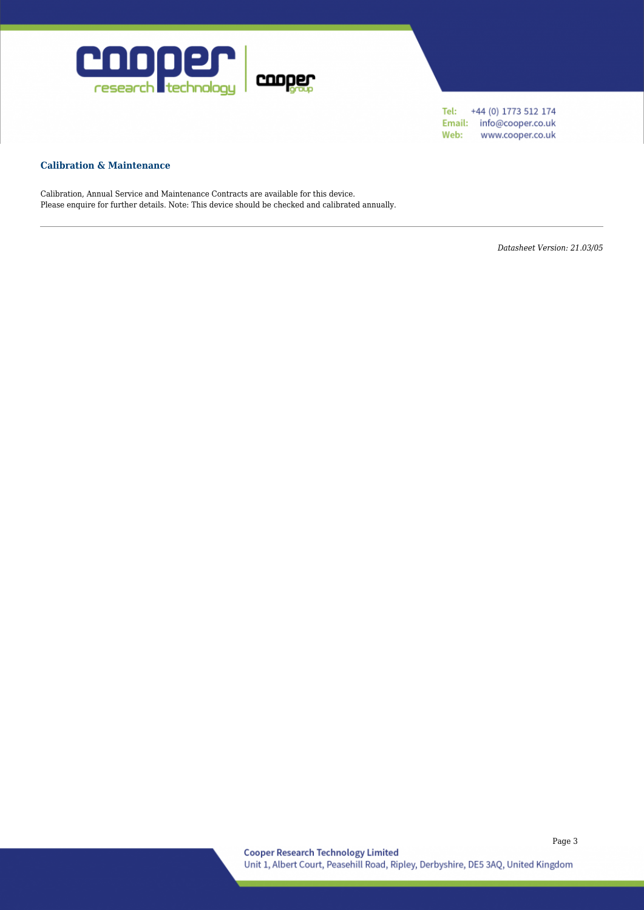## Calibration & Maintenance

Calibration, Annual Service and Maintenance Contracts are available for this device.
Please enquire for further details. Note: This device should be checked and calibrated annually.

---

*Datasheet Version: 21.03/05*